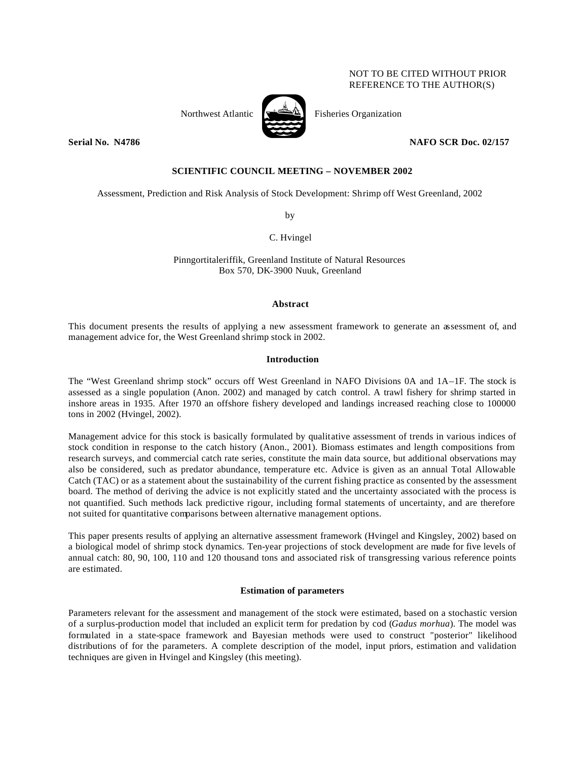NOT TO BE CITED WITHOUT PRIOR
REFERENCE TO THE AUTHOR(S)

Northwest Atlantic Fisheries Organization

**Serial No. N4786** **NAFO SCR Doc. 02/157**

**SCIENTIFIC COUNCIL MEETING – NOVEMBER 2002**

Assessment, Prediction and Risk Analysis of Stock Development: Shrimp off West Greenland, 2002

by

C. Hvingel

Pinngortitaleriffik, Greenland Institute of Natural Resources
Box 570, DK-3900 Nuuk, Greenland

## Abstract

This document presents the results of applying a new assessment framework to generate an assessment of, and management advice for, the West Greenland shrimp stock in 2002.

## Introduction

The "West Greenland shrimp stock" occurs off West Greenland in NAFO Divisions 0A and 1A–1F. The stock is assessed as a single population (Anon. 2002) and managed by catch control. A trawl fishery for shrimp started in inshore areas in 1935. After 1970 an offshore fishery developed and landings increased reaching close to 100000 tons in 2002 (Hvingel, 2002).

Management advice for this stock is basically formulated by qualitative assessment of trends in various indices of stock condition in response to the catch history (Anon., 2001). Biomass estimates and length compositions from research surveys, and commercial catch rate series, constitute the main data source, but additional observations may also be considered, such as predator abundance, temperature etc. Advice is given as an annual Total Allowable Catch (TAC) or as a statement about the sustainability of the current fishing practice as consented by the assessment board. The method of deriving the advice is not explicitly stated and the uncertainty associated with the process is not quantified. Such methods lack predictive rigour, including formal statements of uncertainty, and are therefore not suited for quantitative comparisons between alternative management options.

This paper presents results of applying an alternative assessment framework (Hvingel and Kingsley, 2002) based on a biological model of shrimp stock dynamics. Ten-year projections of stock development are made for five levels of annual catch: 80, 90, 100, 110 and 120 thousand tons and associated risk of transgressing various reference points are estimated.

## Estimation of parameters

Parameters relevant for the assessment and management of the stock were estimated, based on a stochastic version of a surplus-production model that included an explicit term for predation by cod (*Gadus morhua*). The model was formulated in a state-space framework and Bayesian methods were used to construct "posterior" likelihood distributions of for the parameters. A complete description of the model, input priors, estimation and validation techniques are given in Hvingel and Kingsley (this meeting).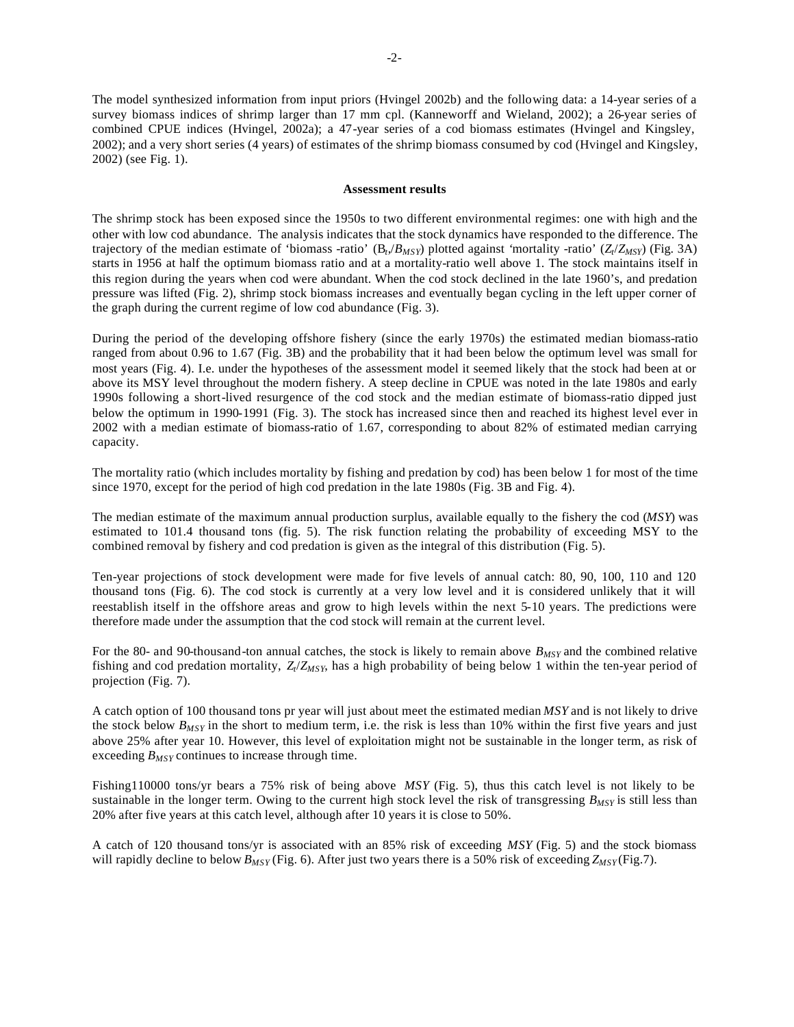The model synthesized information from input priors (Hvingel 2002b) and the following data: a 14-year series of a survey biomass indices of shrimp larger than 17 mm cpl. (Kanneworff and Wieland, 2002); a 26-year series of combined CPUE indices (Hvingel, 2002a); a 47-year series of a cod biomass estimates (Hvingel and Kingsley, 2002); and a very short series (4 years) of estimates of the shrimp biomass consumed by cod (Hvingel and Kingsley, 2002) (see Fig. 1).

**Assessment results**

The shrimp stock has been exposed since the 1950s to two different environmental regimes: one with high and the other with low cod abundance. The analysis indicates that the stock dynamics have responded to the difference. The trajectory of the median estimate of 'biomass -ratio' ($B_t/B_{MSY}$) plotted against 'mortality -ratio' ($Z_t/Z_{MSY}$) (Fig. 3A) starts in 1956 at half the optimum biomass ratio and at a mortality-ratio well above 1. The stock maintains itself in this region during the years when cod were abundant. When the cod stock declined in the late 1960's, and predation pressure was lifted (Fig. 2), shrimp stock biomass increases and eventually began cycling in the left upper corner of the graph during the current regime of low cod abundance (Fig. 3).

During the period of the developing offshore fishery (since the early 1970s) the estimated median biomass-ratio ranged from about 0.96 to 1.67 (Fig. 3B) and the probability that it had been below the optimum level was small for most years (Fig. 4). I.e. under the hypotheses of the assessment model it seemed likely that the stock had been at or above its MSY level throughout the modern fishery. A steep decline in CPUE was noted in the late 1980s and early 1990s following a short-lived resurgence of the cod stock and the median estimate of biomass-ratio dipped just below the optimum in 1990-1991 (Fig. 3). The stock has increased since then and reached its highest level ever in 2002 with a median estimate of biomass-ratio of 1.67, corresponding to about 82% of estimated median carrying capacity.

The mortality ratio (which includes mortality by fishing and predation by cod) has been below 1 for most of the time since 1970, except for the period of high cod predation in the late 1980s (Fig. 3B and Fig. 4).

The median estimate of the maximum annual production surplus, available equally to the fishery the cod (*MSY*) was estimated to 101.4 thousand tons (fig. 5). The risk function relating the probability of exceeding MSY to the combined removal by fishery and cod predation is given as the integral of this distribution (Fig. 5).

Ten-year projections of stock development were made for five levels of annual catch: 80, 90, 100, 110 and 120 thousand tons (Fig. 6). The cod stock is currently at a very low level and it is considered unlikely that it will reestablish itself in the offshore areas and grow to high levels within the next 5-10 years. The predictions were therefore made under the assumption that the cod stock will remain at the current level.

For the 80- and 90-thousand-ton annual catches, the stock is likely to remain above $B_{MSY}$ and the combined relative fishing and cod predation mortality, $Z_t/Z_{MSY}$, has a high probability of being below 1 within the ten-year period of projection (Fig. 7).

A catch option of 100 thousand tons pr year will just about meet the estimated median *MSY* and is not likely to drive the stock below $B_{MSY}$ in the short to medium term, i.e. the risk is less than 10% within the first five years and just above 25% after year 10. However, this level of exploitation might not be sustainable in the longer term, as risk of exceeding $B_{MSY}$ continues to increase through time.

Fishing110000 tons/yr bears a 75% risk of being above *MSY* (Fig. 5), thus this catch level is not likely to be sustainable in the longer term. Owing to the current high stock level the risk of transgressing $B_{MSY}$ is still less than 20% after five years at this catch level, although after 10 years it is close to 50%.

A catch of 120 thousand tons/yr is associated with an 85% risk of exceeding *MSY* (Fig. 5) and the stock biomass will rapidly decline to below $B_{MSY}$ (Fig. 6). After just two years there is a 50% risk of exceeding $Z_{MSY}$ (Fig.7).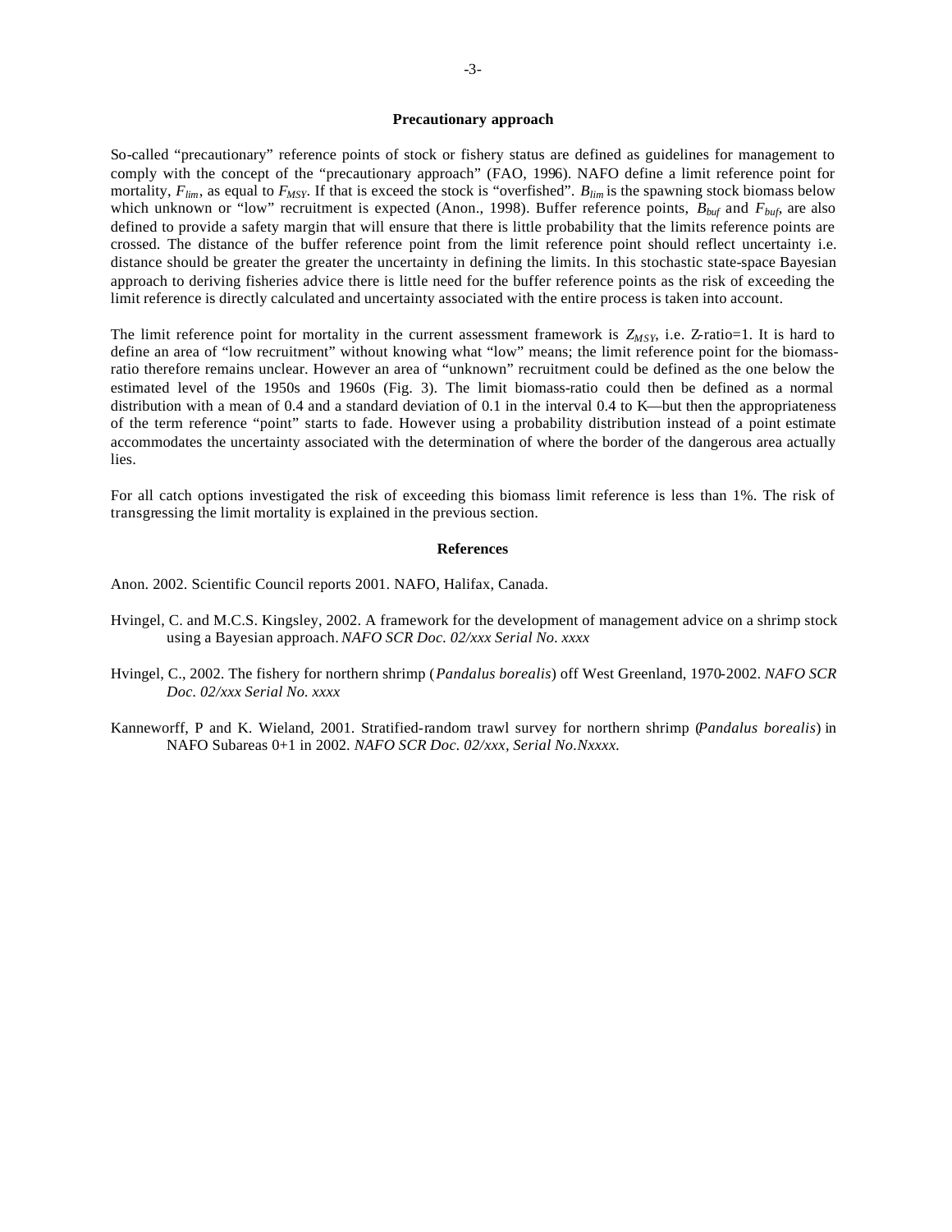## Precautionary approach

So-called "precautionary" reference points of stock or fishery status are defined as guidelines for management to comply with the concept of the "precautionary approach" (FAO, 1996). NAFO define a limit reference point for mortality, $F_{lim}$, as equal to $F_{MSY}$. If that is exceed the stock is "overfished". $B_{lim}$ is the spawning stock biomass below which unknown or "low" recruitment is expected (Anon., 1998). Buffer reference points, $B_{buf}$ and $F_{buf}$, are also defined to provide a safety margin that will ensure that there is little probability that the limits reference points are crossed. The distance of the buffer reference point from the limit reference point should reflect uncertainty i.e. distance should be greater the greater the uncertainty in defining the limits. In this stochastic state-space Bayesian approach to deriving fisheries advice there is little need for the buffer reference points as the risk of exceeding the limit reference is directly calculated and uncertainty associated with the entire process is taken into account.

The limit reference point for mortality in the current assessment framework is $Z_{MSY}$, i.e. Z-ratio=1. It is hard to define an area of "low recruitment" without knowing what "low" means; the limit reference point for the biomass-ratio therefore remains unclear. However an area of "unknown" recruitment could be defined as the one below the estimated level of the 1950s and 1960s (Fig. 3). The limit biomass-ratio could then be defined as a normal distribution with a mean of 0.4 and a standard deviation of 0.1 in the interval 0.4 to K—but then the appropriateness of the term reference "point" starts to fade. However using a probability distribution instead of a point estimate accommodates the uncertainty associated with the determination of where the border of the dangerous area actually lies.

For all catch options investigated the risk of exceeding this biomass limit reference is less than 1%. The risk of transgressing the limit mortality is explained in the previous section.

## References

Anon. 2002. Scientific Council reports 2001. NAFO, Halifax, Canada.

Hvingel, C. and M.C.S. Kingsley, 2002. A framework for the development of management advice on a shrimp stock using a Bayesian approach. *NAFO SCR Doc. 02/xxx Serial No. xxxx*

Hvingel, C., 2002. The fishery for northern shrimp (*Pandalus borealis*) off West Greenland, 1970-2002. *NAFO SCR Doc. 02/xxx Serial No. xxxx*

Kanneworff, P and K. Wieland, 2001. Stratified-random trawl survey for northern shrimp (*Pandalus borealis*) in NAFO Subareas 0+1 in 2002. *NAFO SCR Doc. 02/xxx, Serial No.Nxxxx.*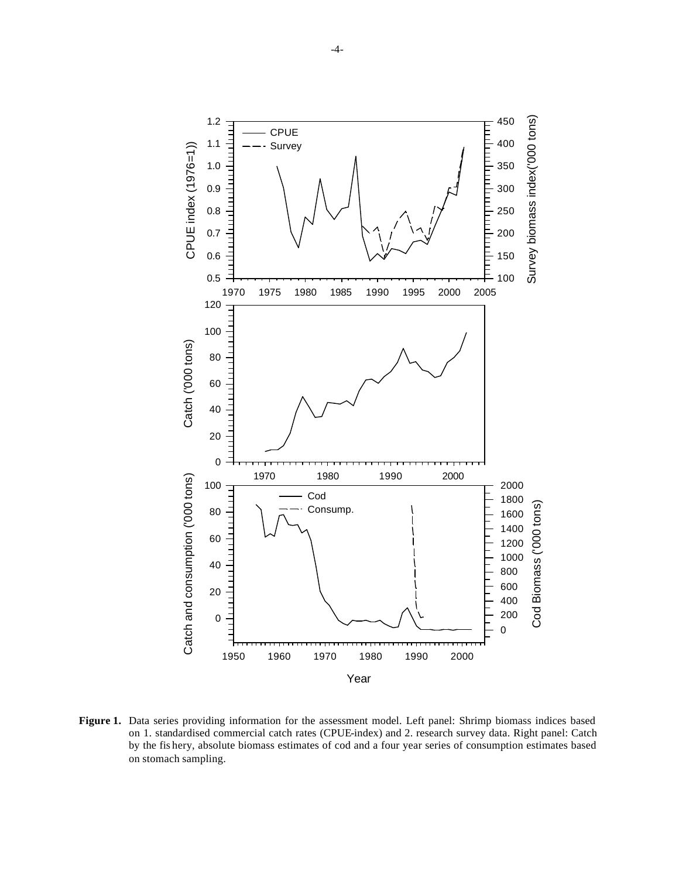**Figure 1.** Data series providing information for the assessment model. Left panel: Shrimp biomass indices based on 1. standardised commercial catch rates (CPUE-index) and 2. research survey data. Right panel: Catch by the fishery, absolute biomass estimates of cod and a four year series of consumption estimates based on stomach sampling.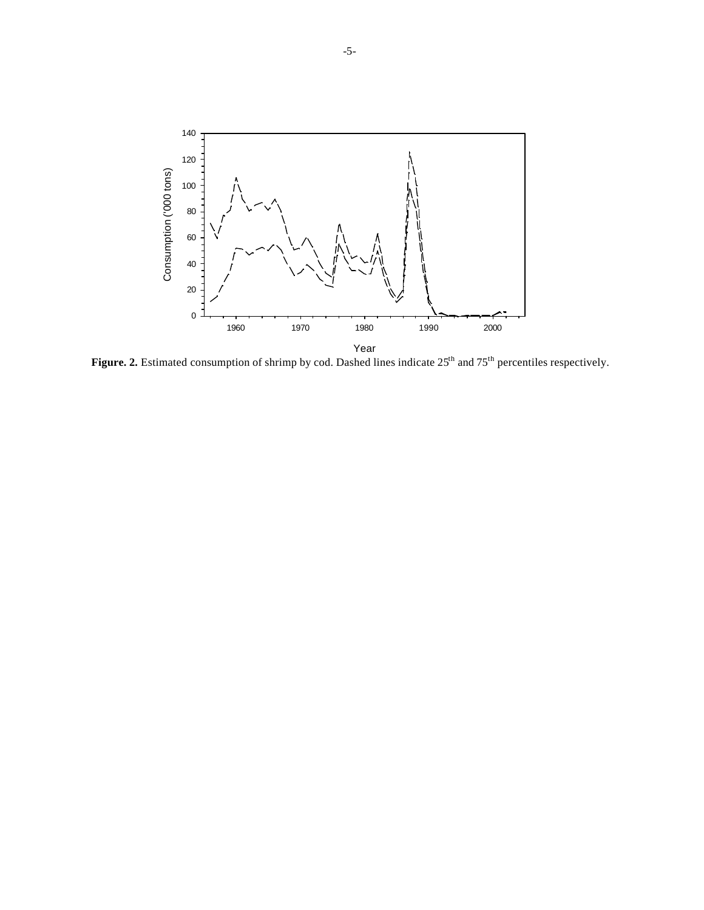**Figure. 2.** Estimated consumption of shrimp by cod. Dashed lines indicate 25th and 75th percentiles respectively.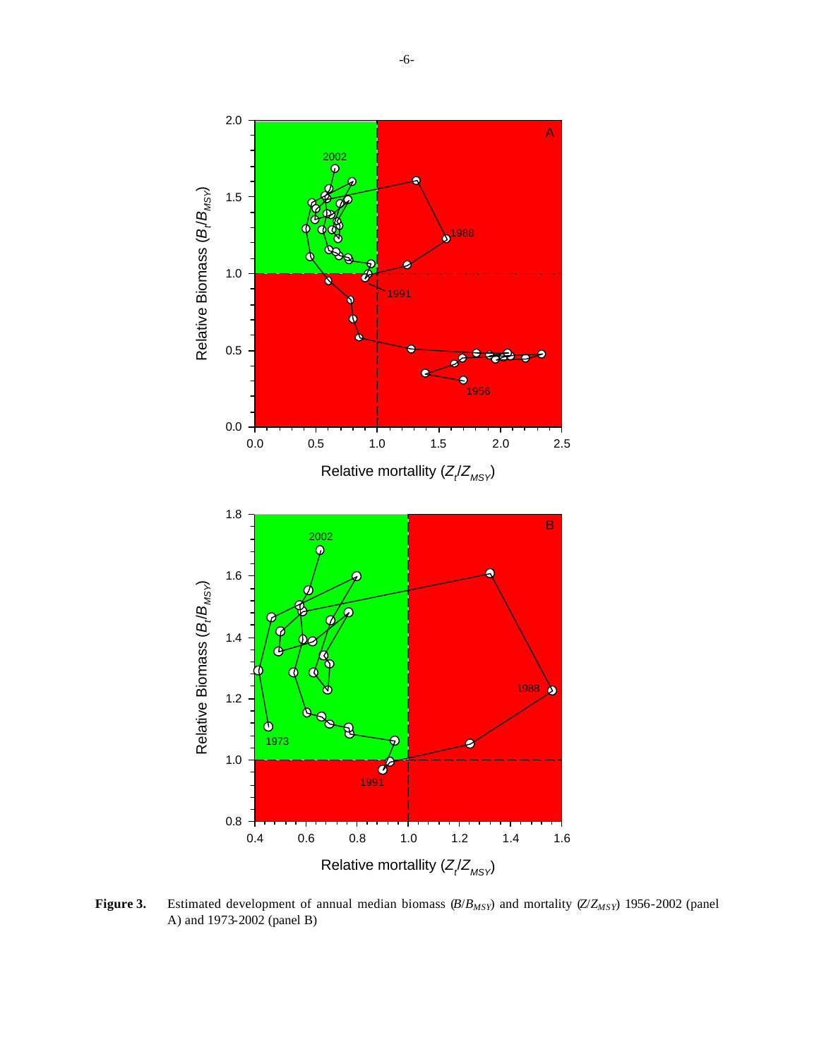**Figure 3.** Estimated development of annual median biomass ($B/B_{MSY}$) and mortality ($Z/Z_{MSY}$) 1956-2002 (panel A) and 1973-2002 (panel B)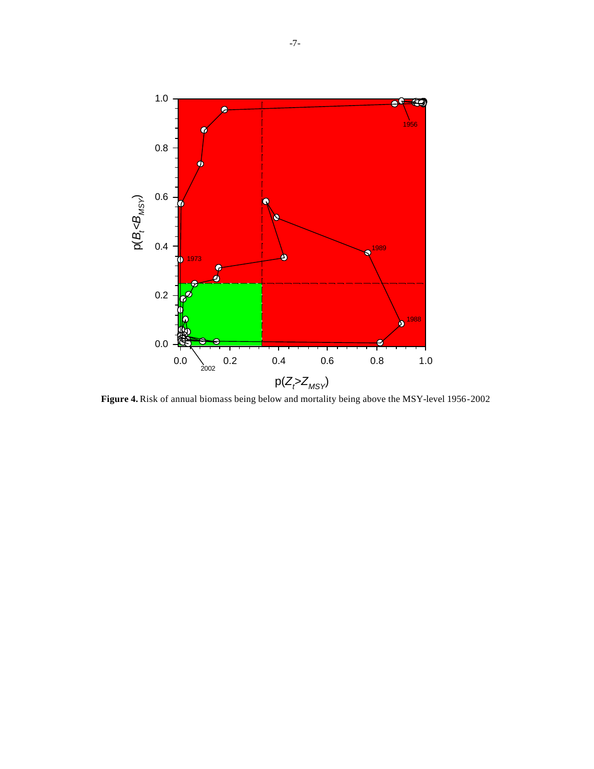**Figure 4.** Risk of annual biomass being below and mortality being above the MSY-level 1956-2002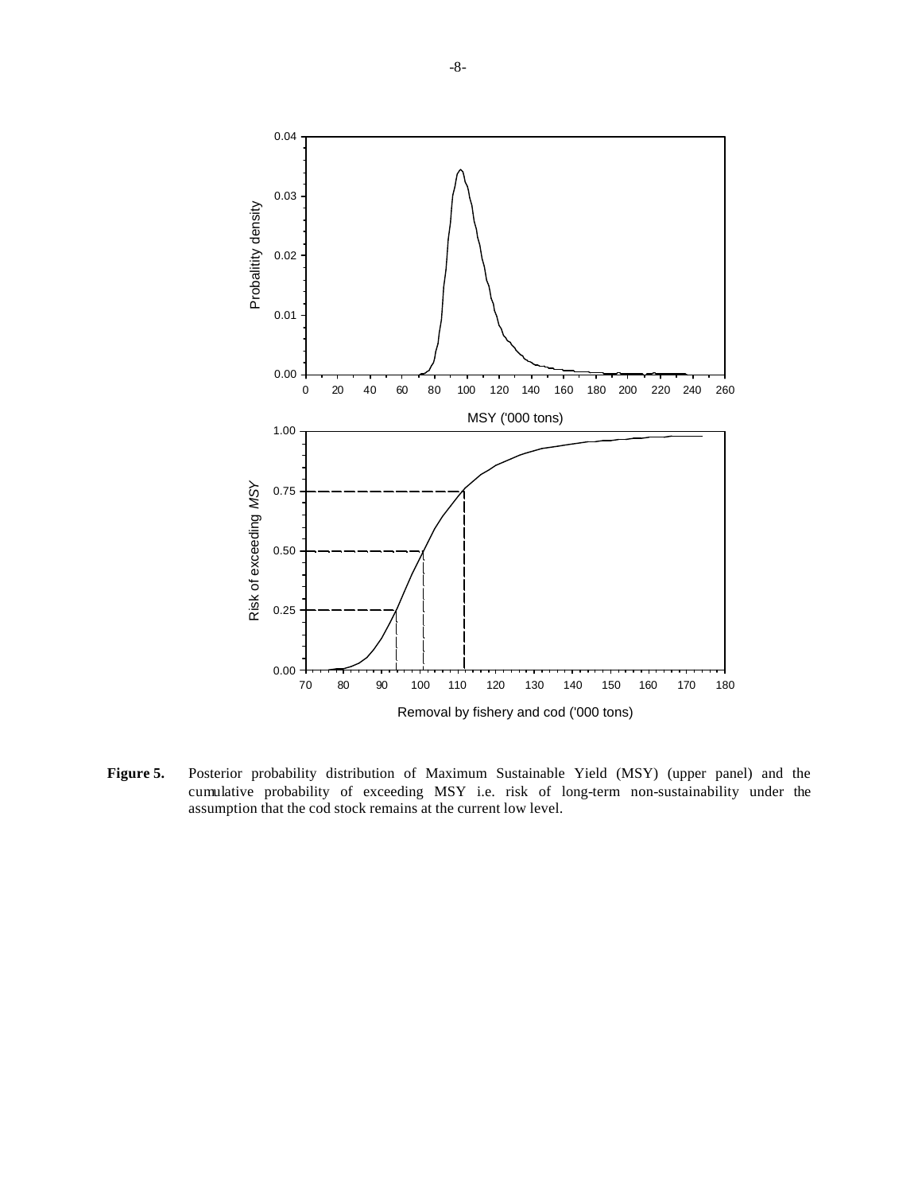**Figure 5.** Posterior probability distribution of Maximum Sustainable Yield (MSY) (upper panel) and the cumulative probability of exceeding MSY i.e. risk of long-term non-sustainability under the assumption that the cod stock remains at the current low level.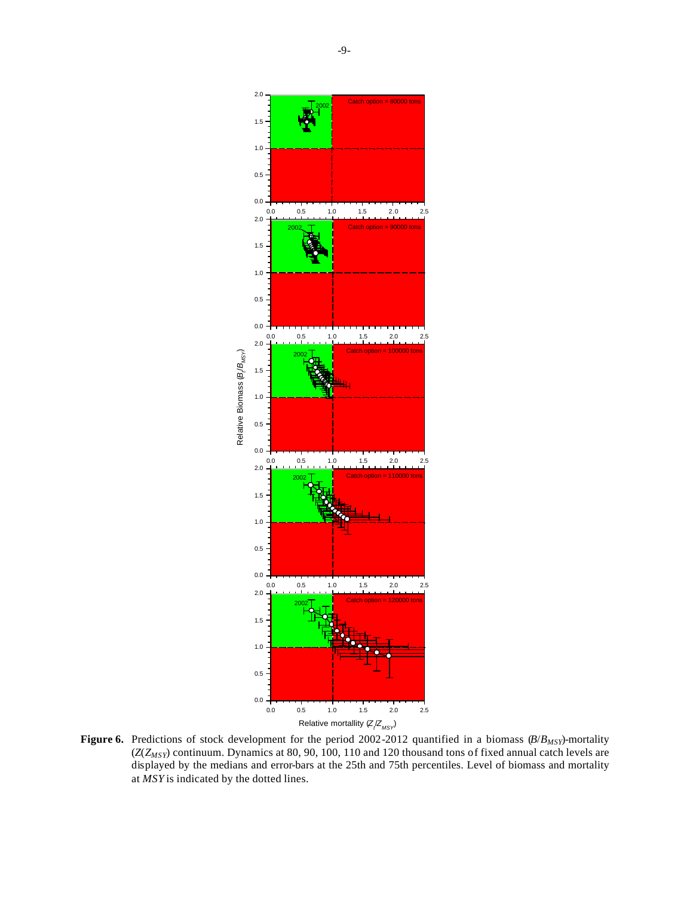**Figure 6.** Predictions of stock development for the period 2002-2012 quantified in a biomass ($B/B_{MSY}$)-mortality ($Z(Z_{MSY})$) continuum. Dynamics at 80, 90, 100, 110 and 120 thousand tons of fixed annual catch levels are displayed by the medians and error-bars at the 25th and 75th percentiles. Level of biomass and mortality at *MSY* is indicated by the dotted lines.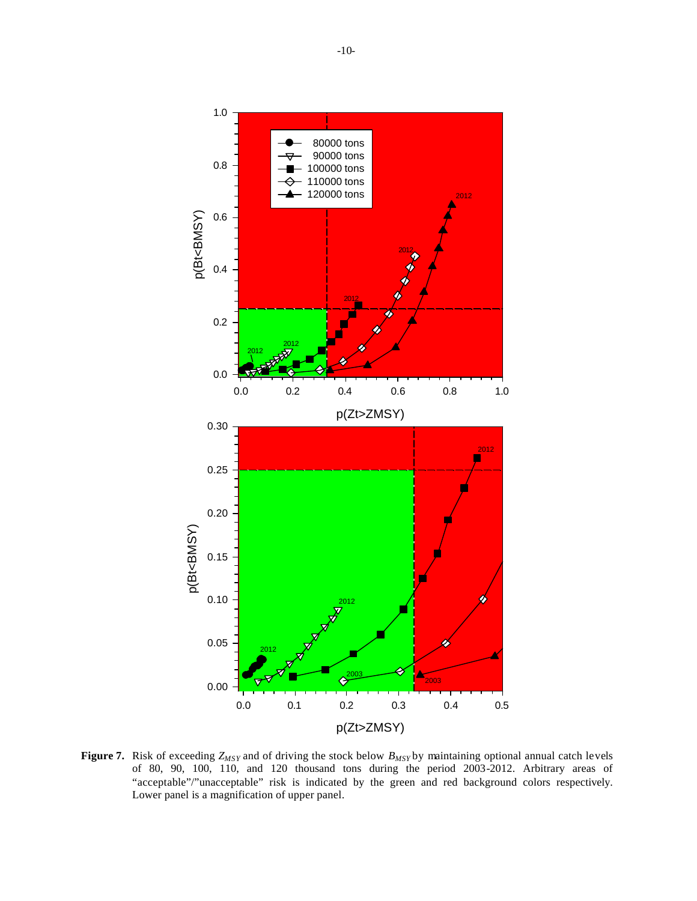80000 tons
90000 tons
100000 tons
110000 tons
120000 tons

p(Bt<BMSY)

p(Zt>ZMSY)

2012
2003

**Figure 7.** Risk of exceeding $Z_{MSY}$ and of driving the stock below $B_{MSY}$ by maintaining optional annual catch levels of 80, 90, 100, 110, and 120 thousand tons during the period 2003-2012. Arbitrary areas of "acceptable"/"unacceptable" risk is indicated by the green and red background colors respectively. Lower panel is a magnification of upper panel.